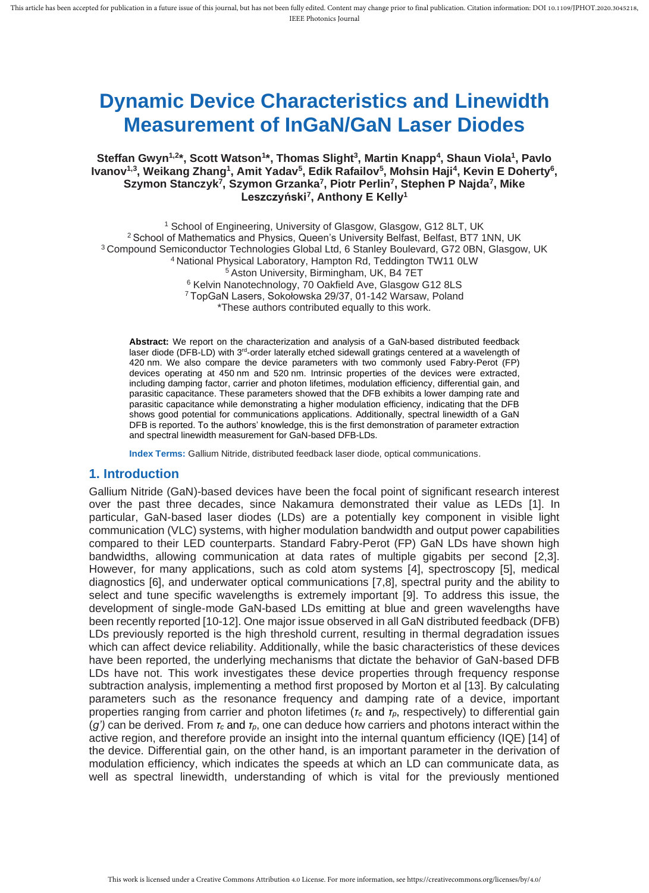# Dynamic Device Characteristics and Linewidth Measurement of InGaN/GaN Laser Diodes

**Steffan Gwyn[1,2]*, Scott Watson[1]*, Thomas Slight[3], Martin Knapp[4], Shaun Viola[1], Pavlo Ivanov[1,3], Weikang Zhang[1], Amit Yadav[5], Edik Rafailov[5], Mohsin Haji[4], Kevin E Doherty[6], Szymon Stanczyk[7], Szymon Grzanka[7], Piotr Perlin[7], Stephen P Najda[7], Mike Leszczyński[7], Anthony E Kelly[1]**

[1] School of Engineering, University of Glasgow, Glasgow, G12 8LT, UK
[2] School of Mathematics and Physics, Queen's University Belfast, Belfast, BT7 1NN, UK
[3] Compound Semiconductor Technologies Global Ltd, 6 Stanley Boulevard, G72 0BN, Glasgow, UK
[4] National Physical Laboratory, Hampton Rd, Teddington TW11 0LW
[5] Aston University, Birmingham, UK, B4 7ET
[6] Kelvin Nanotechnology, 70 Oakfield Ave, Glasgow G12 8LS
[7] TopGaN Lasers, Sokołowska 29/37, 01-142 Warsaw, Poland
*These authors contributed equally to this work.

**Abstract:** We report on the characterization and analysis of a GaN-based distributed feedback laser diode (DFB-LD) with 3[rd]-order laterally etched sidewall gratings centered at a wavelength of 420 nm. We also compare the device parameters with two commonly used Fabry-Perot (FP) devices operating at 450 nm and 520 nm. Intrinsic properties of the devices were extracted, including damping factor, carrier and photon lifetimes, modulation efficiency, differential gain, and parasitic capacitance. These parameters showed that the DFB exhibits a lower damping rate and parasitic capacitance while demonstrating a higher modulation efficiency, indicating that the DFB shows good potential for communications applications. Additionally, spectral linewidth of a GaN DFB is reported. To the authors' knowledge, this is the first demonstration of parameter extraction and spectral linewidth measurement for GaN-based DFB-LDs.

**Index Terms:** Gallium Nitride, distributed feedback laser diode, optical communications.

## 1. Introduction

Gallium Nitride (GaN)-based devices have been the focal point of significant research interest over the past three decades, since Nakamura demonstrated their value as LEDs [1]. In particular, GaN-based laser diodes (LDs) are a potentially key component in visible light communication (VLC) systems, with higher modulation bandwidth and output power capabilities compared to their LED counterparts. Standard Fabry-Perot (FP) GaN LDs have shown high bandwidths, allowing communication at data rates of multiple gigabits per second [2,3]. However, for many applications, such as cold atom systems [4], spectroscopy [5], medical diagnostics [6], and underwater optical communications [7,8], spectral purity and the ability to select and tune specific wavelengths is extremely important [9]. To address this issue, the development of single-mode GaN-based LDs emitting at blue and green wavelengths have been recently reported [10-12]. One major issue observed in all GaN distributed feedback (DFB) LDs previously reported is the high threshold current, resulting in thermal degradation issues which can affect device reliability. Additionally, while the basic characteristics of these devices have been reported, the underlying mechanisms that dictate the behavior of GaN-based DFB LDs have not. This work investigates these device properties through frequency response subtraction analysis, implementing a method first proposed by Morton et al [13]. By calculating parameters such as the resonance frequency and damping rate of a device, important properties ranging from carrier and photon lifetimes ($\tau_c$ and $\tau_p$, respectively) to differential gain ($g'$) can be derived. From $\tau_c$ and $\tau_p$, one can deduce how carriers and photons interact within the active region, and therefore provide an insight into the internal quantum efficiency (IQE) [14] of the device. Differential gain, on the other hand, is an important parameter in the derivation of modulation efficiency, which indicates the speeds at which an LD can communicate data, as well as spectral linewidth, understanding of which is vital for the previously mentioned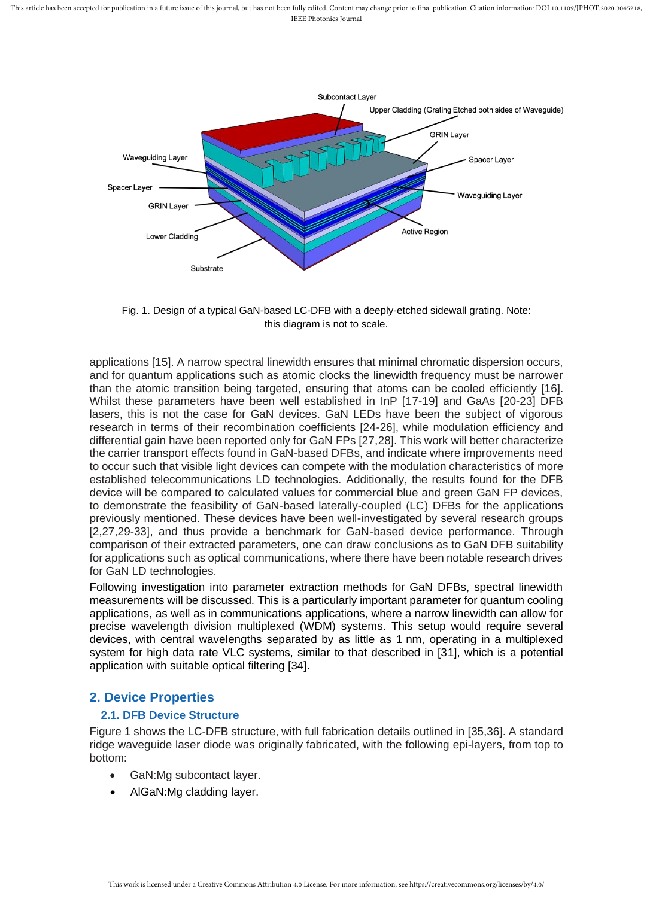Fig. 1. Design of a typical GaN-based LC-DFB with a deeply-etched sidewall grating. Note: this diagram is not to scale.

applications [15]. A narrow spectral linewidth ensures that minimal chromatic dispersion occurs, and for quantum applications such as atomic clocks the linewidth frequency must be narrower than the atomic transition being targeted, ensuring that atoms can be cooled efficiently [16]. Whilst these parameters have been well established in InP [17-19] and GaAs [20-23] DFB lasers, this is not the case for GaN devices. GaN LEDs have been the subject of vigorous research in terms of their recombination coefficients [24-26], while modulation efficiency and differential gain have been reported only for GaN FPs [27,28]. This work will better characterize the carrier transport effects found in GaN-based DFBs, and indicate where improvements need to occur such that visible light devices can compete with the modulation characteristics of more established telecommunications LD technologies. Additionally, the results found for the DFB device will be compared to calculated values for commercial blue and green GaN FP devices, to demonstrate the feasibility of GaN-based laterally-coupled (LC) DFBs for the applications previously mentioned. These devices have been well-investigated by several research groups [2,27,29-33], and thus provide a benchmark for GaN-based device performance. Through comparison of their extracted parameters, one can draw conclusions as to GaN DFB suitability for applications such as optical communications, where there have been notable research drives for GaN LD technologies.

Following investigation into parameter extraction methods for GaN DFBs, spectral linewidth measurements will be discussed. This is a particularly important parameter for quantum cooling applications, as well as in communications applications, where a narrow linewidth can allow for precise wavelength division multiplexed (WDM) systems. This setup would require several devices, with central wavelengths separated by as little as 1 nm, operating in a multiplexed system for high data rate VLC systems, similar to that described in [31], which is a potential application with suitable optical filtering [34].

## 2. Device Properties

### 2.1. DFB Device Structure

Figure 1 shows the LC-DFB structure, with full fabrication details outlined in [35,36]. A standard ridge waveguide laser diode was originally fabricated, with the following epi-layers, from top to bottom:

- GaN:Mg subcontact layer.
- AlGaN:Mg cladding layer.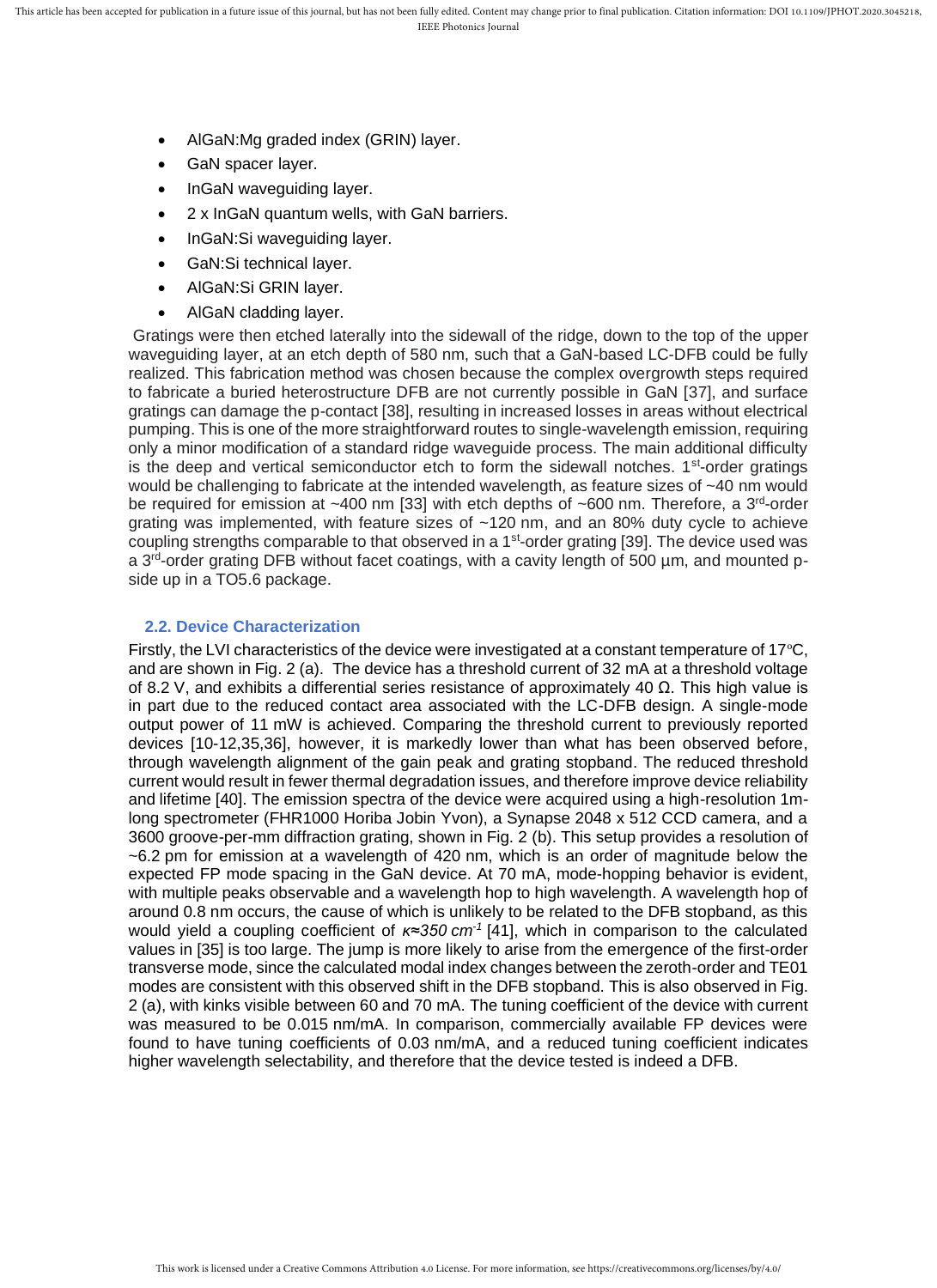- AlGaN:Mg graded index (GRIN) layer.
- GaN spacer layer.
- InGaN waveguiding layer.
- 2 x InGaN quantum wells, with GaN barriers.
- InGaN:Si waveguiding layer.
- GaN:Si technical layer.
- AlGaN:Si GRIN layer.
- AlGaN cladding layer.

Gratings were then etched laterally into the sidewall of the ridge, down to the top of the upper waveguiding layer, at an etch depth of 580 nm, such that a GaN-based LC-DFB could be fully realized. This fabrication method was chosen because the complex overgrowth steps required to fabricate a buried heterostructure DFB are not currently possible in GaN [37], and surface gratings can damage the p-contact [38], resulting in increased losses in areas without electrical pumping. This is one of the more straightforward routes to single-wavelength emission, requiring only a minor modification of a standard ridge waveguide process. The main additional difficulty is the deep and vertical semiconductor etch to form the sidewall notches. 1st-order gratings would be challenging to fabricate at the intended wavelength, as feature sizes of ~40 nm would be required for emission at ~400 nm [33] with etch depths of ~600 nm. Therefore, a 3rd-order grating was implemented, with feature sizes of ~120 nm, and an 80% duty cycle to achieve coupling strengths comparable to that observed in a 1st-order grating [39]. The device used was a 3rd-order grating DFB without facet coatings, with a cavity length of 500 µm, and mounted p-side up in a TO5.6 package.

### 2.2. Device Characterization

Firstly, the LVI characteristics of the device were investigated at a constant temperature of 17°C, and are shown in Fig. 2 (a). The device has a threshold current of 32 mA at a threshold voltage of 8.2 V, and exhibits a differential series resistance of approximately 40 Ω. This high value is in part due to the reduced contact area associated with the LC-DFB design. A single-mode output power of 11 mW is achieved. Comparing the threshold current to previously reported devices [10-12,35,36], however, it is markedly lower than what has been observed before, through wavelength alignment of the gain peak and grating stopband. The reduced threshold current would result in fewer thermal degradation issues, and therefore improve device reliability and lifetime [40]. The emission spectra of the device were acquired using a high-resolution 1m-long spectrometer (FHR1000 Horiba Jobin Yvon), a Synapse 2048 x 512 CCD camera, and a 3600 groove-per-mm diffraction grating, shown in Fig. 2 (b). This setup provides a resolution of ~6.2 pm for emission at a wavelength of 420 nm, which is an order of magnitude below the expected FP mode spacing in the GaN device. At 70 mA, mode-hopping behavior is evident, with multiple peaks observable and a wavelength hop to high wavelength. A wavelength hop of around 0.8 nm occurs, the cause of which is unlikely to be related to the DFB stopband, as this would yield a coupling coefficient of $\kappa \approx 350\ cm^{-1}$ [41], which in comparison to the calculated values in [35] is too large. The jump is more likely to arise from the emergence of the first-order transverse mode, since the calculated modal index changes between the zeroth-order and TE01 modes are consistent with this observed shift in the DFB stopband. This is also observed in Fig. 2 (a), with kinks visible between 60 and 70 mA. The tuning coefficient of the device with current was measured to be 0.015 nm/mA. In comparison, commercially available FP devices were found to have tuning coefficients of 0.03 nm/mA, and a reduced tuning coefficient indicates higher wavelength selectability, and therefore that the device tested is indeed a DFB.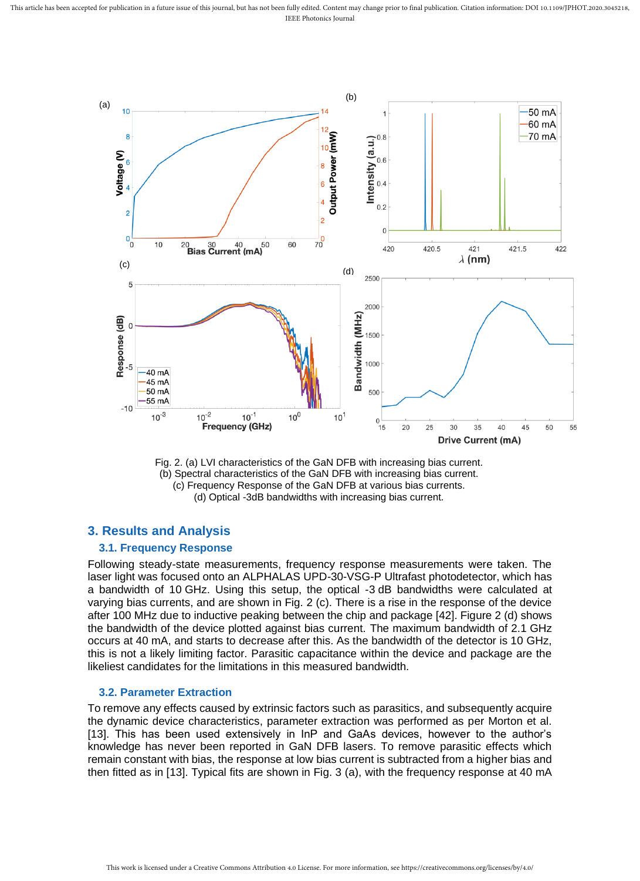Fig. 2. (a) LVI characteristics of the GaN DFB with increasing bias current.
(b) Spectral characteristics of the GaN DFB with increasing bias current.
(c) Frequency Response of the GaN DFB at various bias currents.
(d) Optical -3dB bandwidths with increasing bias current.

## 3. Results and Analysis

### 3.1. Frequency Response

Following steady-state measurements, frequency response measurements were taken. The laser light was focused onto an ALPHALAS UPD-30-VSG-P Ultrafast photodetector, which has a bandwidth of 10 GHz. Using this setup, the optical -3 dB bandwidths were calculated at varying bias currents, and are shown in Fig. 2 (c). There is a rise in the response of the device after 100 MHz due to inductive peaking between the chip and package [42]. Figure 2 (d) shows the bandwidth of the device plotted against bias current. The maximum bandwidth of 2.1 GHz occurs at 40 mA, and starts to decrease after this. As the bandwidth of the detector is 10 GHz, this is not a likely limiting factor. Parasitic capacitance within the device and package are the likeliest candidates for the limitations in this measured bandwidth.

### 3.2. Parameter Extraction

To remove any effects caused by extrinsic factors such as parasitics, and subsequently acquire the dynamic device characteristics, parameter extraction was performed as per Morton et al. [13]. This has been used extensively in InP and GaAs devices, however to the author's knowledge has never been reported in GaN DFB lasers. To remove parasitic effects which remain constant with bias, the response at low bias current is subtracted from a higher bias and then fitted as in [13]. Typical fits are shown in Fig. 3 (a), with the frequency response at 40 mA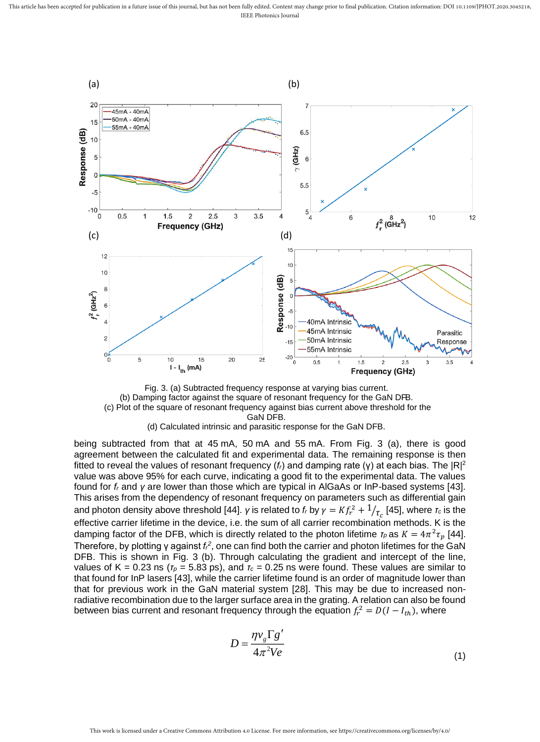Fig. 3. (a) Subtracted frequency response at varying bias current.
(b) Damping factor against the square of resonant frequency for the GaN DFB.
(c) Plot of the square of resonant frequency against bias current above threshold for the GaN DFB.
(d) Calculated intrinsic and parasitic response for the GaN DFB.

being subtracted from that at 45 mA, 50 mA and 55 mA. From Fig. 3 (a), there is good agreement between the calculated fit and experimental data. The remaining response is then fitted to reveal the values of resonant frequency ($f_r$) and damping rate (γ) at each bias. The $|R|^2$ value was above 95% for each curve, indicating a good fit to the experimental data. The values found for $f_r$ and $\gamma$ are lower than those which are typical in AlGaAs or InP-based systems [43]. This arises from the dependency of resonant frequency on parameters such as differential gain and photon density above threshold [44]. $\gamma$ is related to $f_r$ by $\gamma = Kf_r^2 + {}^{1}/_{\tau_c}$ [45], where $\tau_c$ is the effective carrier lifetime in the device, i.e. the sum of all carrier recombination methods. K is the damping factor of the DFB, which is directly related to the photon lifetime $\tau_p$ as $K = 4\pi^2\tau_p$ [44]. Therefore, by plotting γ against $f_r^2$, one can find both the carrier and photon lifetimes for the GaN DFB. This is shown in Fig. 3 (b). Through calculating the gradient and intercept of the line, values of K = 0.23 ns ($\tau_p$ = 5.83 ps), and $\tau_c$ = 0.25 ns were found. These values are similar to that found for InP lasers [43], while the carrier lifetime found is an order of magnitude lower than that for previous work in the GaN material system [28]. This may be due to increased non-radiative recombination due to the larger surface area in the grating. A relation can also be found between bias current and resonant frequency through the equation $f_r^2 = D(I - I_{th})$, where

$$D = \frac{\eta v_g \Gamma g'}{4\pi^2 Ve} \tag{1}$$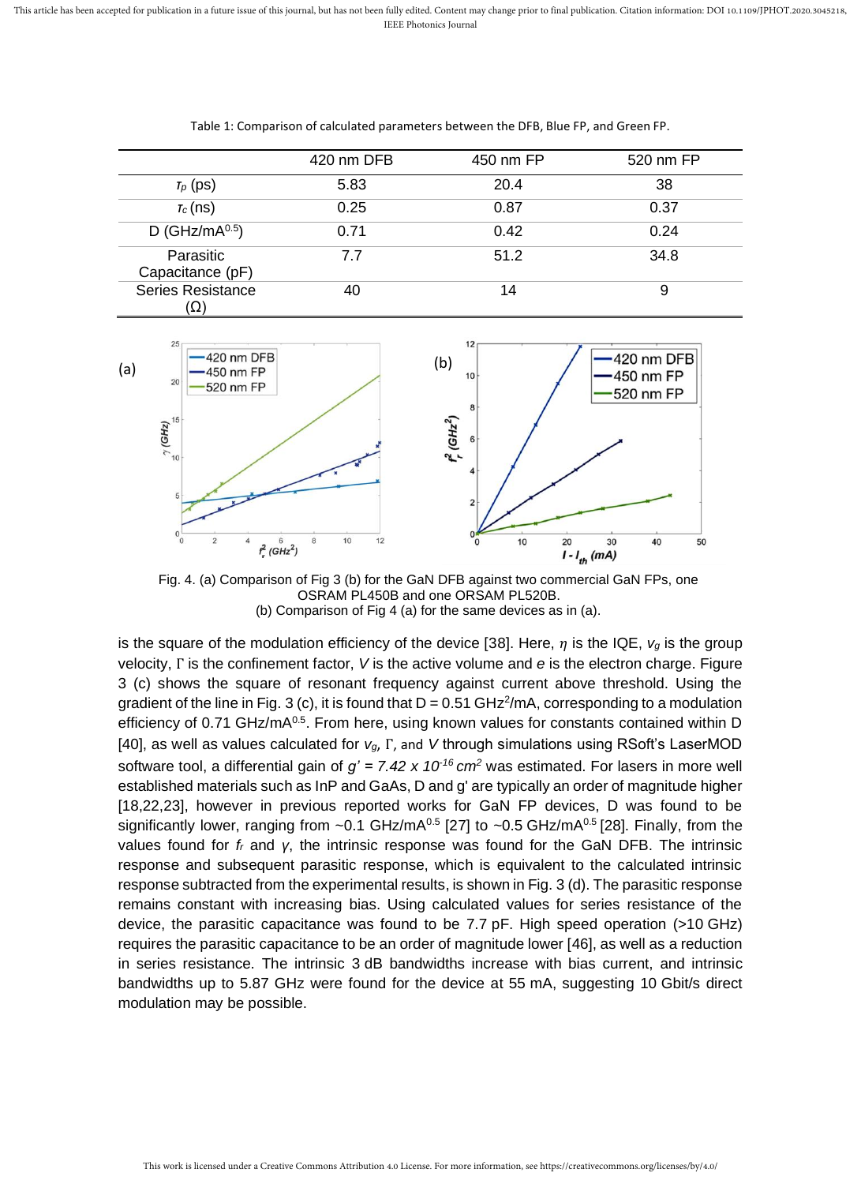Table 1: Comparison of calculated parameters between the DFB, Blue FP, and Green FP.

| | 420 nm DFB | 450 nm FP | 520 nm FP |
|---|---|---|---|
| $\tau_p$ (ps) | 5.83 | 20.4 | 38 |
| $\tau_c$ (ns) | 0.25 | 0.87 | 0.37 |
| D (GHz/mA$^{0.5}$) | 0.71 | 0.42 | 0.24 |
| Parasitic Capacitance (pF) | 7.7 | 51.2 | 34.8 |
| Series Resistance (Ω) | 40 | 14 | 9 |

Fig. 4. (a) Comparison of Fig 3 (b) for the GaN DFB against two commercial GaN FPs, one OSRAM PL450B and one ORSAM PL520B.
(b) Comparison of Fig 4 (a) for the same devices as in (a).

is the square of the modulation efficiency of the device [38]. Here, $\eta$ is the IQE, $v_g$ is the group velocity, $\Gamma$ is the confinement factor, $V$ is the active volume and $e$ is the electron charge. Figure 3 (c) shows the square of resonant frequency against current above threshold. Using the gradient of the line in Fig. 3 (c), it is found that D = 0.51 GHz$^2$/mA, corresponding to a modulation efficiency of 0.71 GHz/mA$^{0.5}$. From here, using known values for constants contained within D [40], as well as values calculated for $v_g$, $\Gamma$, and $V$ through simulations using RSoft's LaserMOD software tool, a differential gain of $g' = 7.42 \times 10^{-16}\ cm^2$ was estimated. For lasers in more well established materials such as InP and GaAs, D and g' are typically an order of magnitude higher [18,22,23], however in previous reported works for GaN FP devices, D was found to be significantly lower, ranging from ~0.1 GHz/mA$^{0.5}$ [27] to ~0.5 GHz/mA$^{0.5}$ [28]. Finally, from the values found for $f_r$ and $\gamma$, the intrinsic response was found for the GaN DFB. The intrinsic response and subsequent parasitic response, which is equivalent to the calculated intrinsic response subtracted from the experimental results, is shown in Fig. 3 (d). The parasitic response remains constant with increasing bias. Using calculated values for series resistance of the device, the parasitic capacitance was found to be 7.7 pF. High speed operation (>10 GHz) requires the parasitic capacitance to be an order of magnitude lower [46], as well as a reduction in series resistance. The intrinsic 3 dB bandwidths increase with bias current, and intrinsic bandwidths up to 5.87 GHz were found for the device at 55 mA, suggesting 10 Gbit/s direct modulation may be possible.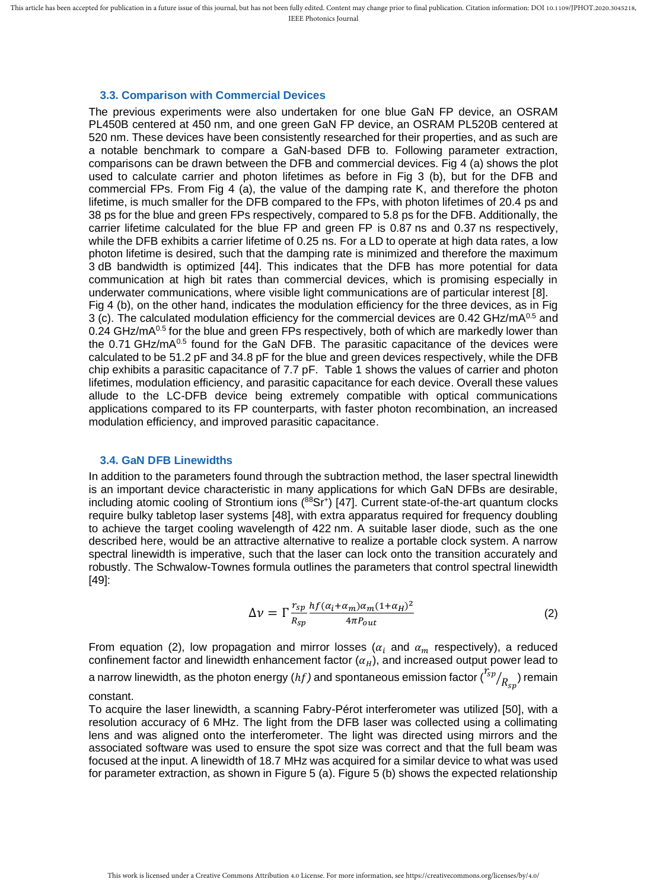### 3.3. Comparison with Commercial Devices

The previous experiments were also undertaken for one blue GaN FP device, an OSRAM PL450B centered at 450 nm, and one green GaN FP device, an OSRAM PL520B centered at 520 nm. These devices have been consistently researched for their properties, and as such are a notable benchmark to compare a GaN-based DFB to. Following parameter extraction, comparisons can be drawn between the DFB and commercial devices. Fig 4 (a) shows the plot used to calculate carrier and photon lifetimes as before in Fig 3 (b), but for the DFB and commercial FPs. From Fig 4 (a), the value of the damping rate K, and therefore the photon lifetime, is much smaller for the DFB compared to the FPs, with photon lifetimes of 20.4 ps and 38 ps for the blue and green FPs respectively, compared to 5.8 ps for the DFB. Additionally, the carrier lifetime calculated for the blue FP and green FP is 0.87 ns and 0.37 ns respectively, while the DFB exhibits a carrier lifetime of 0.25 ns. For a LD to operate at high data rates, a low photon lifetime is desired, such that the damping rate is minimized and therefore the maximum 3 dB bandwidth is optimized [44]. This indicates that the DFB has more potential for data communication at high bit rates than commercial devices, which is promising especially in underwater communications, where visible light communications are of particular interest [8].

Fig 4 (b), on the other hand, indicates the modulation efficiency for the three devices, as in Fig 3 (c). The calculated modulation efficiency for the commercial devices are 0.42 GHz/mA$^{0.5}$ and 0.24 GHz/mA$^{0.5}$ for the blue and green FPs respectively, both of which are markedly lower than the 0.71 GHz/mA$^{0.5}$ found for the GaN DFB. The parasitic capacitance of the devices were calculated to be 51.2 pF and 34.8 pF for the blue and green devices respectively, while the DFB chip exhibits a parasitic capacitance of 7.7 pF. Table 1 shows the values of carrier and photon lifetimes, modulation efficiency, and parasitic capacitance for each device. Overall these values allude to the LC-DFB device being extremely compatible with optical communications applications compared to its FP counterparts, with faster photon recombination, an increased modulation efficiency, and improved parasitic capacitance.

### 3.4. GaN DFB Linewidths

In addition to the parameters found through the subtraction method, the laser spectral linewidth is an important device characteristic in many applications for which GaN DFBs are desirable, including atomic cooling of Strontium ions ($^{88}Sr^{+}$) [47]. Current state-of-the-art quantum clocks require bulky tabletop laser systems [48], with extra apparatus required for frequency doubling to achieve the target cooling wavelength of 422 nm. A suitable laser diode, such as the one described here, would be an attractive alternative to realize a portable clock system. A narrow spectral linewidth is imperative, such that the laser can lock onto the transition accurately and robustly. The Schwalow-Townes formula outlines the parameters that control spectral linewidth [49]:

$$\Delta\nu = \Gamma \frac{r_{sp}}{R_{sp}} \frac{hf(\alpha_i + \alpha_m)\alpha_m(1+\alpha_H)^2}{4\pi P_{out}} \tag{2}$$

From equation (2), low propagation and mirror losses ($\alpha_i$ and $\alpha_m$ respectively), a reduced confinement factor and linewidth enhancement factor ($\alpha_H$), and increased output power lead to a narrow linewidth, as the photon energy ($hf$) and spontaneous emission factor ($^{r_{sp}}/_{R_{sp}}$) remain constant.

To acquire the laser linewidth, a scanning Fabry-Pérot interferometer was utilized [50], with a resolution accuracy of 6 MHz. The light from the DFB laser was collected using a collimating lens and was aligned onto the interferometer. The light was directed using mirrors and the associated software was used to ensure the spot size was correct and that the full beam was focused at the input. A linewidth of 18.7 MHz was acquired for a similar device to what was used for parameter extraction, as shown in Figure 5 (a). Figure 5 (b) shows the expected relationship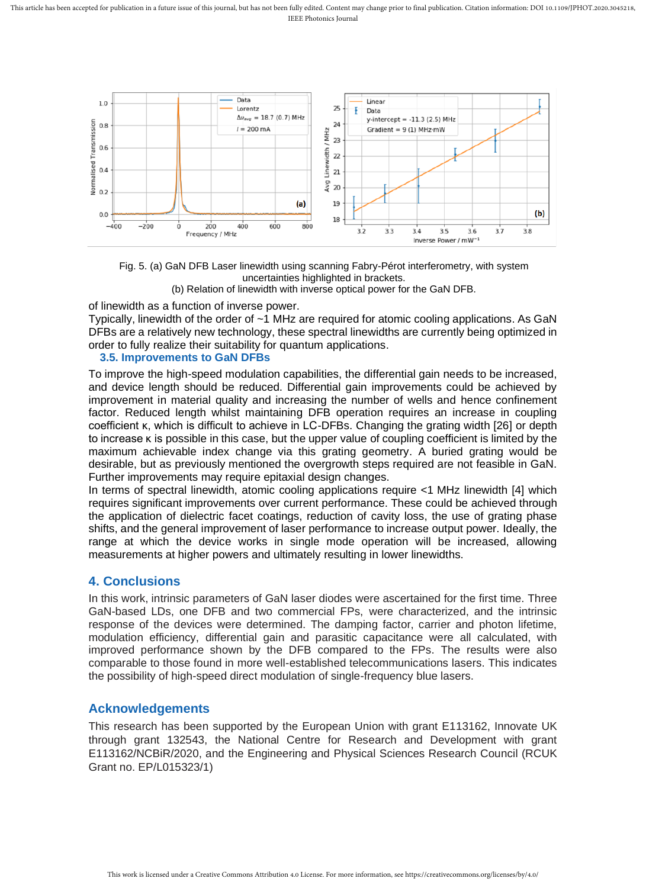Fig. 5. (a) GaN DFB Laser linewidth using scanning Fabry-Pérot interferometry, with system uncertainties highlighted in brackets.
(b) Relation of linewidth with inverse optical power for the GaN DFB.

of linewidth as a function of inverse power.

Typically, linewidth of the order of ~1 MHz are required for atomic cooling applications. As GaN DFBs are a relatively new technology, these spectral linewidths are currently being optimized in order to fully realize their suitability for quantum applications.

### 3.5. Improvements to GaN DFBs

To improve the high-speed modulation capabilities, the differential gain needs to be increased, and device length should be reduced. Differential gain improvements could be achieved by improvement in material quality and increasing the number of wells and hence confinement factor. Reduced length whilst maintaining DFB operation requires an increase in coupling coefficient κ, which is difficult to achieve in LC-DFBs. Changing the grating width [26] or depth to increase κ is possible in this case, but the upper value of coupling coefficient is limited by the maximum achievable index change via this grating geometry. A buried grating would be desirable, but as previously mentioned the overgrowth steps required are not feasible in GaN. Further improvements may require epitaxial design changes.

In terms of spectral linewidth, atomic cooling applications require <1 MHz linewidth [4] which requires significant improvements over current performance. These could be achieved through the application of dielectric facet coatings, reduction of cavity loss, the use of grating phase shifts, and the general improvement of laser performance to increase output power. Ideally, the range at which the device works in single mode operation will be increased, allowing measurements at higher powers and ultimately resulting in lower linewidths.

## 4. Conclusions

In this work, intrinsic parameters of GaN laser diodes were ascertained for the first time. Three GaN-based LDs, one DFB and two commercial FPs, were characterized, and the intrinsic response of the devices were determined. The damping factor, carrier and photon lifetime, modulation efficiency, differential gain and parasitic capacitance were all calculated, with improved performance shown by the DFB compared to the FPs. The results were also comparable to those found in more well-established telecommunications lasers. This indicates the possibility of high-speed direct modulation of single-frequency blue lasers.

## Acknowledgements

This research has been supported by the European Union with grant E113162, Innovate UK through grant 132543, the National Centre for Research and Development with grant E113162/NCBiR/2020, and the Engineering and Physical Sciences Research Council (RCUK Grant no. EP/L015323/1)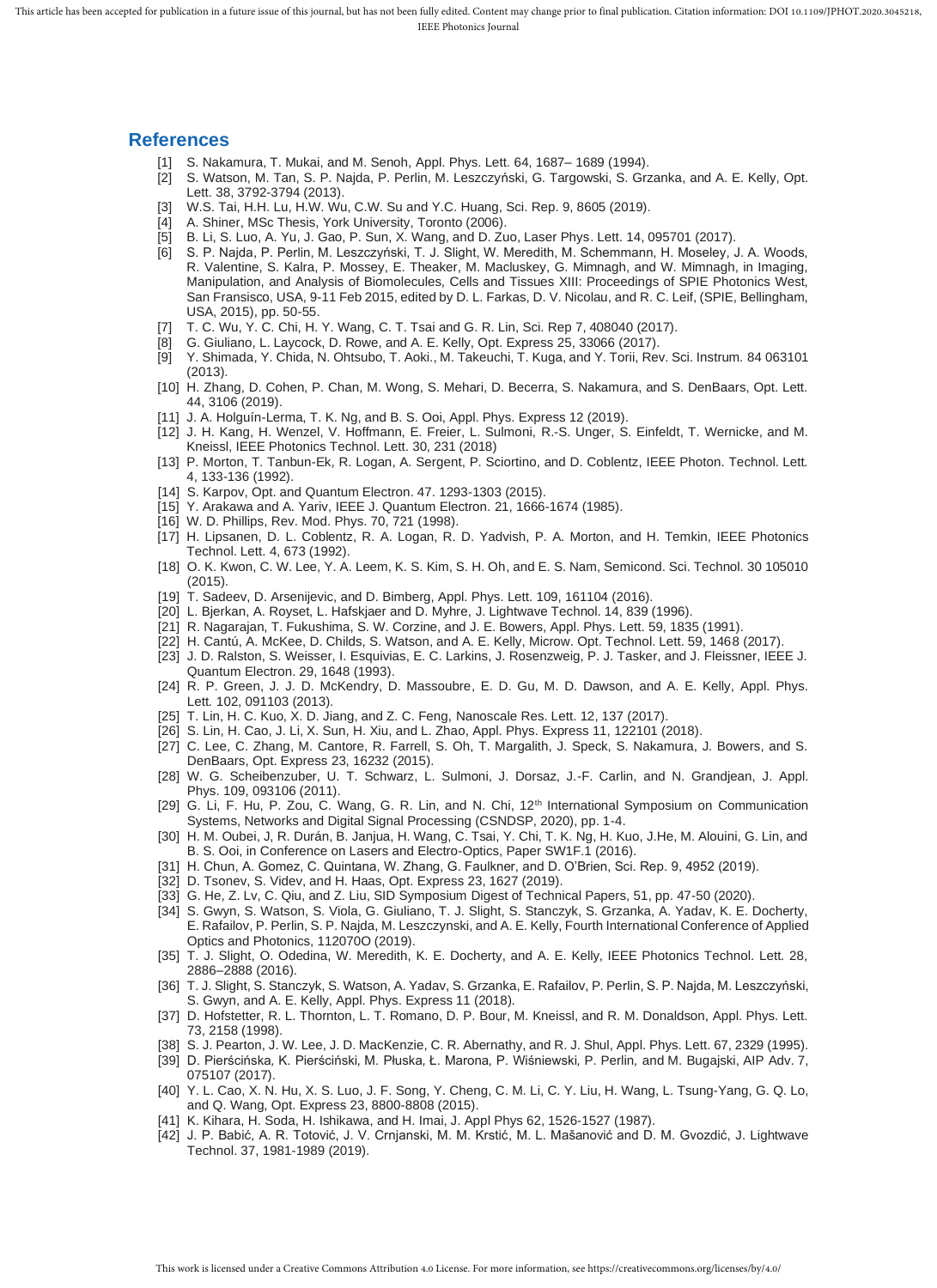## References

[1] S. Nakamura, T. Mukai, and M. Senoh, Appl. Phys. Lett. 64, 1687– 1689 (1994).

[2] S. Watson, M. Tan, S. P. Najda, P. Perlin, M. Leszczyński, G. Targowski, S. Grzanka, and A. E. Kelly, Opt. Lett. 38, 3792-3794 (2013).

[3] W.S. Tai, H.H. Lu, H.W. Wu, C.W. Su and Y.C. Huang, Sci. Rep. 9, 8605 (2019).

[4] A. Shiner, MSc Thesis, York University, Toronto (2006).

[5] B. Li, S. Luo, A. Yu, J. Gao, P. Sun, X. Wang, and D. Zuo, Laser Phys. Lett. 14, 095701 (2017).

[6] S. P. Najda, P. Perlin, M. Leszczyński, T. J. Slight, W. Meredith, M. Schemmann, H. Moseley, J. A. Woods, R. Valentine, S. Kalra, P. Mossey, E. Theaker, M. Macluskey, G. Mimnagh, and W. Mimnagh, in Imaging, Manipulation, and Analysis of Biomolecules, Cells and Tissues XIII: Proceedings of SPIE Photonics West, San Fransisco, USA, 9-11 Feb 2015, edited by D. L. Farkas, D. V. Nicolau, and R. C. Leif, (SPIE, Bellingham, USA, 2015), pp. 50-55.

[7] T. C. Wu, Y. C. Chi, H. Y. Wang, C. T. Tsai and G. R. Lin, Sci Rep 7, 408040 (2017).

[8] G. Giuliano, L. Laycock, D. Rowe, and A. E. Kelly, Opt. Express 25, 33066 (2017).

[9] Y. Shimada, Y. Chida, N. Ohtsubo, T. Aoki., M. Takeuchi, T. Kuga, and Y. Torii, Rev. Sci. Instrum. 84 063101 (2013).

[10] H. Zhang, D. Cohen, P. Chan, M. Wong, S. Mehari, D. Becerra, S. Nakamura, and S. DenBaars, Opt. Lett. 44, 3106 (2019).

[11] J. A. Holguín-Lerma, T. K. Ng, and B. S. Ooi, Appl. Phys. Express 12 (2019).

[12] J. H. Kang, H. Wenzel, V. Hoffmann, E. Freier, L. Sulmoni, R.-S. Unger, S. Einfeldt, T. Wernicke, and M. Kneissl, IEEE Photonics Technol. Lett. 30, 231 (2018)

[13] P. Morton, T. Tanbun-Ek, R. Logan, A. Sergent, P. Sciortino, and D. Coblentz, IEEE Photon. Technol. Lett. 4, 133-136 (1992).

[14] S. Karpov, Opt. and Quantum Electron. 47. 1293-1303 (2015).

[15] Y. Arakawa and A. Yariv, IEEE J. Quantum Electron. 21, 1666-1674 (1985).

[16] W. D. Phillips, Rev. Mod. Phys. 70, 721 (1998).

[17] H. Lipsanen, D. L. Coblentz, R. A. Logan, R. D. Yadvish, P. A. Morton, and H. Temkin, IEEE Photonics Technol. Lett. 4, 673 (1992).

[18] O. K. Kwon, C. W. Lee, Y. A. Leem, K. S. Kim, S. H. Oh, and E. S. Nam, Semicond. Sci. Technol. 30 105010 (2015).

[19] T. Sadeev, D. Arsenijevic, and D. Bimberg, Appl. Phys. Lett. 109, 161104 (2016).

[20] L. Bjerkan, A. Royset, L. Hafskjaer and D. Myhre, J. Lightwave Technol. 14, 839 (1996).

[21] R. Nagarajan, T. Fukushima, S. W. Corzine, and J. E. Bowers, Appl. Phys. Lett. 59, 1835 (1991).

[22] H. Cantú, A. McKee, D. Childs, S. Watson, and A. E. Kelly, Microw. Opt. Technol. Lett. 59, 1468 (2017).

[23] J. D. Ralston, S. Weisser, I. Esquivias, E. C. Larkins, J. Rosenzweig, P. J. Tasker, and J. Fleissner, IEEE J. Quantum Electron. 29, 1648 (1993).

[24] R. P. Green, J. J. D. McKendry, D. Massoubre, E. D. Gu, M. D. Dawson, and A. E. Kelly, Appl. Phys. Lett. 102, 091103 (2013).

[25] T. Lin, H. C. Kuo, X. D. Jiang, and Z. C. Feng, Nanoscale Res. Lett. 12, 137 (2017).

[26] S. Lin, H. Cao, J. Li, X. Sun, H. Xiu, and L. Zhao, Appl. Phys. Express 11, 122101 (2018).

[27] C. Lee, C. Zhang, M. Cantore, R. Farrell, S. Oh, T. Margalith, J. Speck, S. Nakamura, J. Bowers, and S. DenBaars, Opt. Express 23, 16232 (2015).

[28] W. G. Scheibenzuber, U. T. Schwarz, L. Sulmoni, J. Dorsaz, J.-F. Carlin, and N. Grandjean, J. Appl. Phys. 109, 093106 (2011).

[29] G. Li, F. Hu, P. Zou, C. Wang, G. R. Lin, and N. Chi, 12th International Symposium on Communication Systems, Networks and Digital Signal Processing (CSNDSP, 2020), pp. 1-4.

[30] H. M. Oubei, J, R. Durán, B. Janjua, H. Wang, C. Tsai, Y. Chi, T. K. Ng, H. Kuo, J.He, M. Alouini, G. Lin, and B. S. Ooi, in Conference on Lasers and Electro-Optics, Paper SW1F.1 (2016).

[31] H. Chun, A. Gomez, C. Quintana, W. Zhang, G. Faulkner, and D. O'Brien, Sci. Rep. 9, 4952 (2019).

[32] D. Tsonev, S. Videv, and H. Haas, Opt. Express 23, 1627 (2019).

[33] G. He, Z. Lv, C. Qiu, and Z. Liu, SID Symposium Digest of Technical Papers, 51, pp. 47-50 (2020).

[34] S. Gwyn, S. Watson, S. Viola, G. Giuliano, T. J. Slight, S. Stanczyk, S. Grzanka, A. Yadav, K. E. Docherty, E. Rafailov, P. Perlin, S. P. Najda, M. Leszczynski, and A. E. Kelly, Fourth International Conference of Applied Optics and Photonics, 112070O (2019).

[35] T. J. Slight, O. Odedina, W. Meredith, K. E. Docherty, and A. E. Kelly, IEEE Photonics Technol. Lett. 28, 2886–2888 (2016).

[36] T. J. Slight, S. Stanczyk, S. Watson, A. Yadav, S. Grzanka, E. Rafailov, P. Perlin, S. P. Najda, M. Leszczyński, S. Gwyn, and A. E. Kelly, Appl. Phys. Express 11 (2018).

[37] D. Hofstetter, R. L. Thornton, L. T. Romano, D. P. Bour, M. Kneissl, and R. M. Donaldson, Appl. Phys. Lett. 73, 2158 (1998).

[38] S. J. Pearton, J. W. Lee, J. D. MacKenzie, C. R. Abernathy, and R. J. Shul, Appl. Phys. Lett. 67, 2329 (1995).

[39] D. Pierścińska, K. Pierściński, M. Płuska, Ł. Marona, P. Wiśniewski, P. Perlin, and M. Bugajski, AIP Adv. 7, 075107 (2017).

[40] Y. L. Cao, X. N. Hu, X. S. Luo, J. F. Song, Y. Cheng, C. M. Li, C. Y. Liu, H. Wang, L. Tsung-Yang, G. Q. Lo, and Q. Wang, Opt. Express 23, 8800-8808 (2015).

[41] K. Kihara, H. Soda, H. Ishikawa, and H. Imai, J. Appl Phys 62, 1526-1527 (1987).

[42] J. P. Babić, A. R. Totović, J. V. Crnjanski, M. M. Krstić, M. L. Mašanović and D. M. Gvozdić, J. Lightwave Technol. 37, 1981-1989 (2019).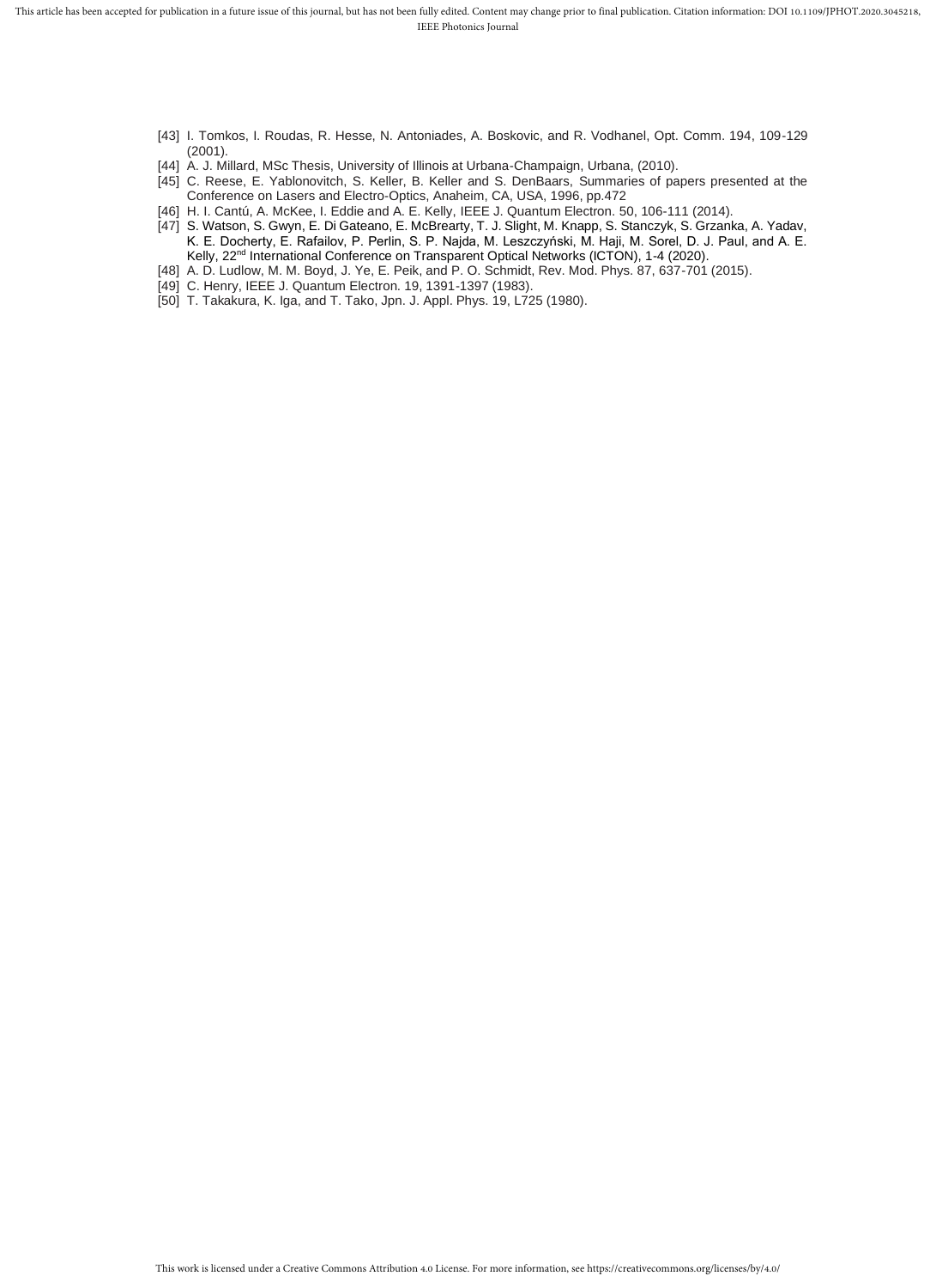[43] I. Tomkos, I. Roudas, R. Hesse, N. Antoniades, A. Boskovic, and R. Vodhanel, Opt. Comm. 194, 109-129 (2001).

[44] A. J. Millard, MSc Thesis, University of Illinois at Urbana-Champaign, Urbana, (2010).

[45] C. Reese, E. Yablonovitch, S. Keller, B. Keller and S. DenBaars, Summaries of papers presented at the Conference on Lasers and Electro-Optics, Anaheim, CA, USA, 1996, pp.472

[46] H. I. Cantú, A. McKee, I. Eddie and A. E. Kelly, IEEE J. Quantum Electron. 50, 106-111 (2014).

[47] S. Watson, S. Gwyn, E. Di Gateano, E. McBrearty, T. J. Slight, M. Knapp, S. Stanczyk, S. Grzanka, A. Yadav, K. E. Docherty, E. Rafailov, P. Perlin, S. P. Najda, M. Leszczyński, M. Haji, M. Sorel, D. J. Paul, and A. E. Kelly, 22nd International Conference on Transparent Optical Networks (ICTON), 1-4 (2020).

[48] A. D. Ludlow, M. M. Boyd, J. Ye, E. Peik, and P. O. Schmidt, Rev. Mod. Phys. 87, 637-701 (2015).

[49] C. Henry, IEEE J. Quantum Electron. 19, 1391-1397 (1983).

[50] T. Takakura, K. Iga, and T. Tako, Jpn. J. Appl. Phys. 19, L725 (1980).